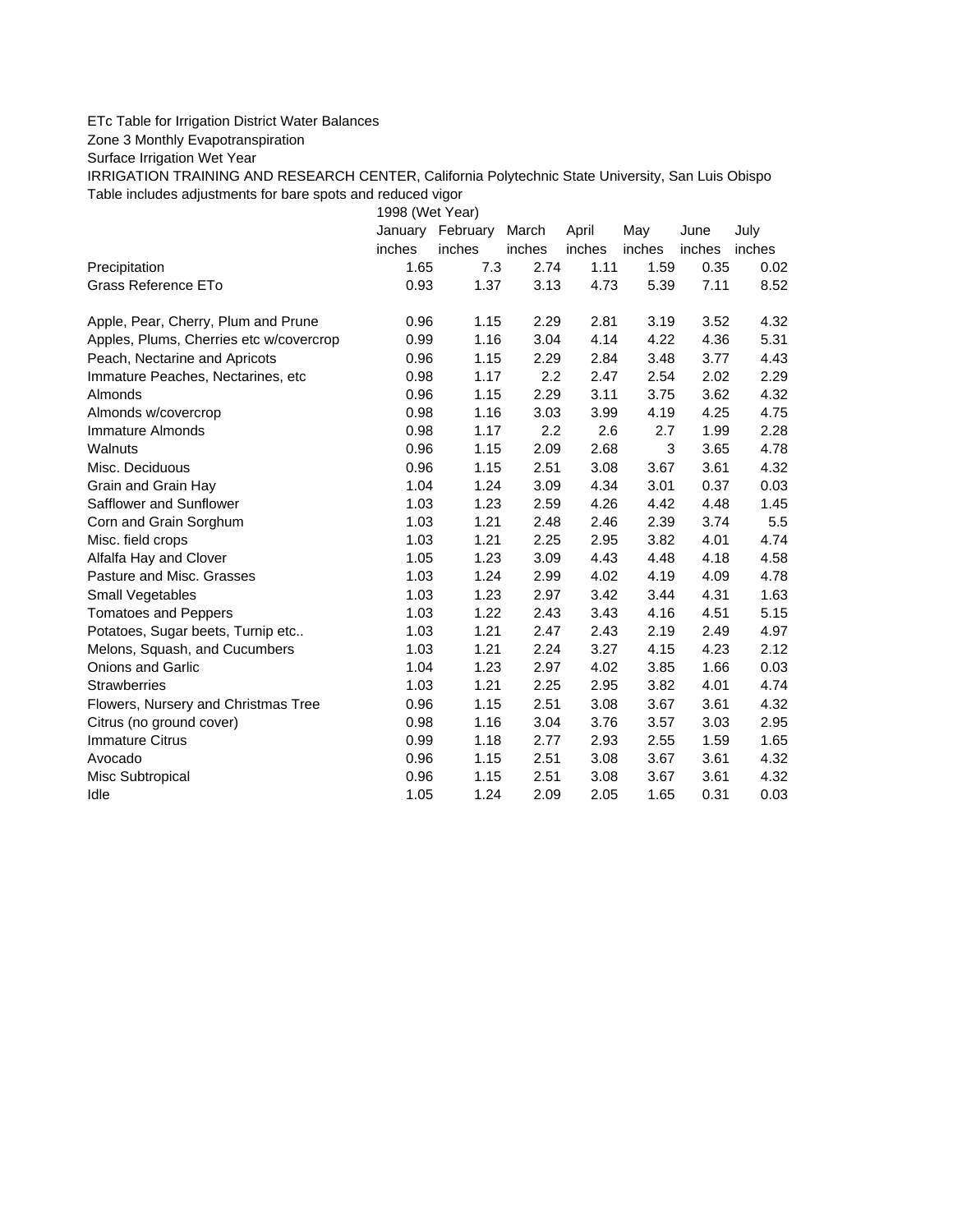ETc Table for Irrigation District Water Balances

Zone 3 Monthly Evapotranspiration

Surface Irrigation Wet Year

IRRIGATION TRAINING AND RESEARCH CENTER, California Polytechnic State University, San Luis Obispo

Table includes adjustments for bare spots and reduced vigor

| | 1998 (Wet Year) | | | | | | |
|---|---|---|---|---|---|---|---|
| | January | February | March | April | May | June | July |
| | inches | inches | inches | inches | inches | inches | inches |
| Precipitation | 1.65 | 7.3 | 2.74 | 1.11 | 1.59 | 0.35 | 0.02 |
| Grass Reference ETo | 0.93 | 1.37 | 3.13 | 4.73 | 5.39 | 7.11 | 8.52 |
| | | | | | | | |
| Apple, Pear, Cherry, Plum and Prune | 0.96 | 1.15 | 2.29 | 2.81 | 3.19 | 3.52 | 4.32 |
| Apples, Plums, Cherries etc w/covercrop | 0.99 | 1.16 | 3.04 | 4.14 | 4.22 | 4.36 | 5.31 |
| Peach, Nectarine and Apricots | 0.96 | 1.15 | 2.29 | 2.84 | 3.48 | 3.77 | 4.43 |
| Immature Peaches, Nectarines, etc | 0.98 | 1.17 | 2.2 | 2.47 | 2.54 | 2.02 | 2.29 |
| Almonds | 0.96 | 1.15 | 2.29 | 3.11 | 3.75 | 3.62 | 4.32 |
| Almonds w/covercrop | 0.98 | 1.16 | 3.03 | 3.99 | 4.19 | 4.25 | 4.75 |
| Immature Almonds | 0.98 | 1.17 | 2.2 | 2.6 | 2.7 | 1.99 | 2.28 |
| Walnuts | 0.96 | 1.15 | 2.09 | 2.68 | 3 | 3.65 | 4.78 |
| Misc. Deciduous | 0.96 | 1.15 | 2.51 | 3.08 | 3.67 | 3.61 | 4.32 |
| Grain and Grain Hay | 1.04 | 1.24 | 3.09 | 4.34 | 3.01 | 0.37 | 0.03 |
| Safflower and Sunflower | 1.03 | 1.23 | 2.59 | 4.26 | 4.42 | 4.48 | 1.45 |
| Corn and Grain Sorghum | 1.03 | 1.21 | 2.48 | 2.46 | 2.39 | 3.74 | 5.5 |
| Misc. field crops | 1.03 | 1.21 | 2.25 | 2.95 | 3.82 | 4.01 | 4.74 |
| Alfalfa Hay and Clover | 1.05 | 1.23 | 3.09 | 4.43 | 4.48 | 4.18 | 4.58 |
| Pasture and Misc. Grasses | 1.03 | 1.24 | 2.99 | 4.02 | 4.19 | 4.09 | 4.78 |
| Small Vegetables | 1.03 | 1.23 | 2.97 | 3.42 | 3.44 | 4.31 | 1.63 |
| Tomatoes and Peppers | 1.03 | 1.22 | 2.43 | 3.43 | 4.16 | 4.51 | 5.15 |
| Potatoes, Sugar beets, Turnip etc.. | 1.03 | 1.21 | 2.47 | 2.43 | 2.19 | 2.49 | 4.97 |
| Melons, Squash, and Cucumbers | 1.03 | 1.21 | 2.24 | 3.27 | 4.15 | 4.23 | 2.12 |
| Onions and Garlic | 1.04 | 1.23 | 2.97 | 4.02 | 3.85 | 1.66 | 0.03 |
| Strawberries | 1.03 | 1.21 | 2.25 | 2.95 | 3.82 | 4.01 | 4.74 |
| Flowers, Nursery and Christmas Tree | 0.96 | 1.15 | 2.51 | 3.08 | 3.67 | 3.61 | 4.32 |
| Citrus (no ground cover) | 0.98 | 1.16 | 3.04 | 3.76 | 3.57 | 3.03 | 2.95 |
| Immature Citrus | 0.99 | 1.18 | 2.77 | 2.93 | 2.55 | 1.59 | 1.65 |
| Avocado | 0.96 | 1.15 | 2.51 | 3.08 | 3.67 | 3.61 | 4.32 |
| Misc Subtropical | 0.96 | 1.15 | 2.51 | 3.08 | 3.67 | 3.61 | 4.32 |
| Idle | 1.05 | 1.24 | 2.09 | 2.05 | 1.65 | 0.31 | 0.03 |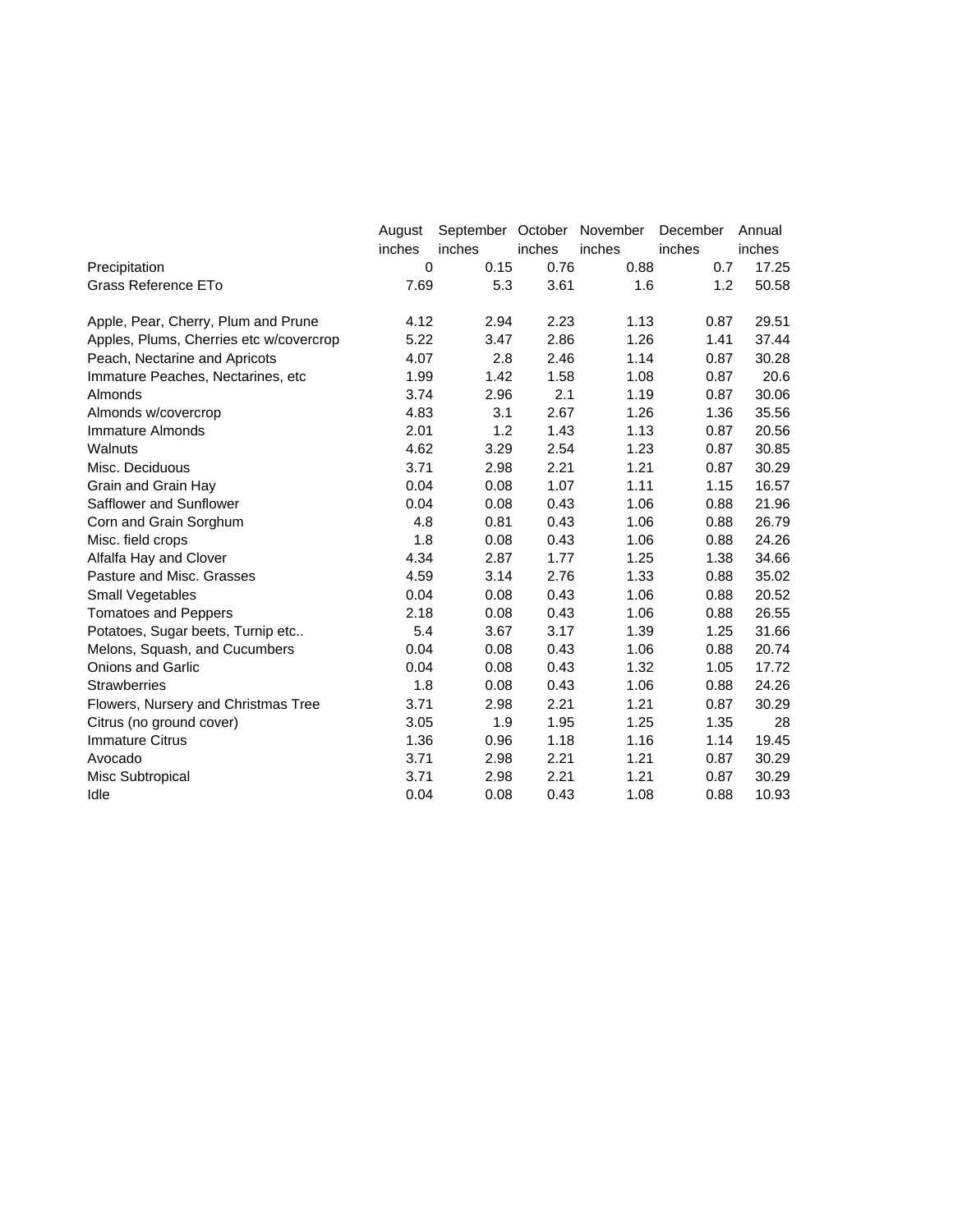| | August inches | September inches | October inches | November inches | December inches | Annual inches |
|---|---|---|---|---|---|---|
| Precipitation | 0 | 0.15 | 0.76 | 0.88 | 0.7 | 17.25 |
| Grass Reference ETo | 7.69 | 5.3 | 3.61 | 1.6 | 1.2 | 50.58 |
| | | | | | | |
| Apple, Pear, Cherry, Plum and Prune | 4.12 | 2.94 | 2.23 | 1.13 | 0.87 | 29.51 |
| Apples, Plums, Cherries etc w/covercrop | 5.22 | 3.47 | 2.86 | 1.26 | 1.41 | 37.44 |
| Peach, Nectarine and Apricots | 4.07 | 2.8 | 2.46 | 1.14 | 0.87 | 30.28 |
| Immature Peaches, Nectarines, etc | 1.99 | 1.42 | 1.58 | 1.08 | 0.87 | 20.6 |
| Almonds | 3.74 | 2.96 | 2.1 | 1.19 | 0.87 | 30.06 |
| Almonds w/covercrop | 4.83 | 3.1 | 2.67 | 1.26 | 1.36 | 35.56 |
| Immature Almonds | 2.01 | 1.2 | 1.43 | 1.13 | 0.87 | 20.56 |
| Walnuts | 4.62 | 3.29 | 2.54 | 1.23 | 0.87 | 30.85 |
| Misc. Deciduous | 3.71 | 2.98 | 2.21 | 1.21 | 0.87 | 30.29 |
| Grain and Grain Hay | 0.04 | 0.08 | 1.07 | 1.11 | 1.15 | 16.57 |
| Safflower and Sunflower | 0.04 | 0.08 | 0.43 | 1.06 | 0.88 | 21.96 |
| Corn and Grain Sorghum | 4.8 | 0.81 | 0.43 | 1.06 | 0.88 | 26.79 |
| Misc. field crops | 1.8 | 0.08 | 0.43 | 1.06 | 0.88 | 24.26 |
| Alfalfa Hay and Clover | 4.34 | 2.87 | 1.77 | 1.25 | 1.38 | 34.66 |
| Pasture and Misc. Grasses | 4.59 | 3.14 | 2.76 | 1.33 | 0.88 | 35.02 |
| Small Vegetables | 0.04 | 0.08 | 0.43 | 1.06 | 0.88 | 20.52 |
| Tomatoes and Peppers | 2.18 | 0.08 | 0.43 | 1.06 | 0.88 | 26.55 |
| Potatoes, Sugar beets, Turnip etc.. | 5.4 | 3.67 | 3.17 | 1.39 | 1.25 | 31.66 |
| Melons, Squash, and Cucumbers | 0.04 | 0.08 | 0.43 | 1.06 | 0.88 | 20.74 |
| Onions and Garlic | 0.04 | 0.08 | 0.43 | 1.32 | 1.05 | 17.72 |
| Strawberries | 1.8 | 0.08 | 0.43 | 1.06 | 0.88 | 24.26 |
| Flowers, Nursery and Christmas Tree | 3.71 | 2.98 | 2.21 | 1.21 | 0.87 | 30.29 |
| Citrus (no ground cover) | 3.05 | 1.9 | 1.95 | 1.25 | 1.35 | 28 |
| Immature Citrus | 1.36 | 0.96 | 1.18 | 1.16 | 1.14 | 19.45 |
| Avocado | 3.71 | 2.98 | 2.21 | 1.21 | 0.87 | 30.29 |
| Misc Subtropical | 3.71 | 2.98 | 2.21 | 1.21 | 0.87 | 30.29 |
| Idle | 0.04 | 0.08 | 0.43 | 1.08 | 0.88 | 10.93 |